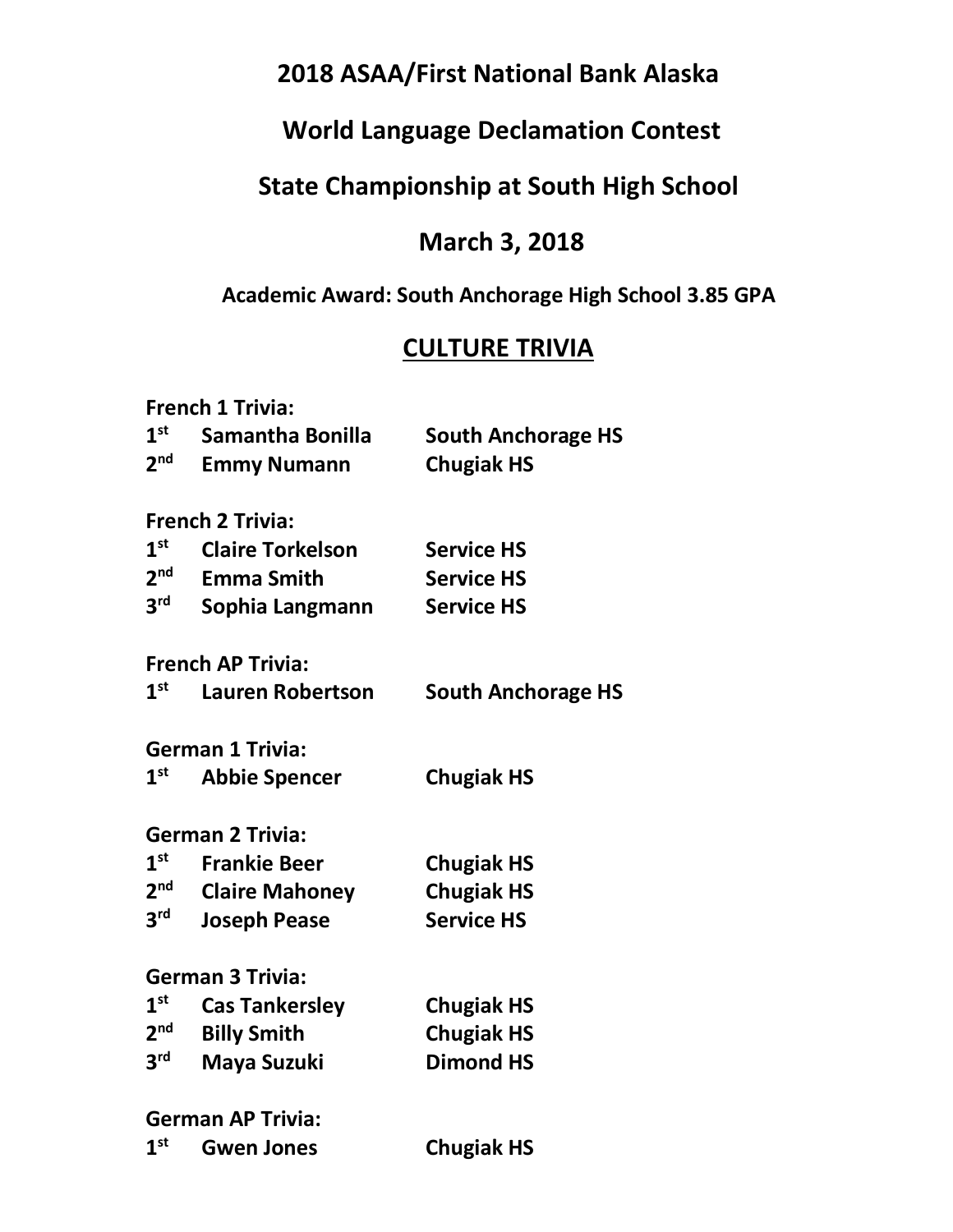# 2018 ASAA/First National Bank Alaska

# World Language Declamation Contest

# State Championship at South High School

# March 3, 2018

**Academic Award: South Anchorage High School 3.85 GPA**

## CULTURE TRIVIA

**French 1 Trivia:**

| Place | Name | School |
|---|---|---|
| 1st | Samantha Bonilla | South Anchorage HS |
| 2nd | Emmy Numann | Chugiak HS |

**French 2 Trivia:**

| Place | Name | School |
|---|---|---|
| 1st | Claire Torkelson | Service HS |
| 2nd | Emma Smith | Service HS |
| 3rd | Sophia Langmann | Service HS |

**French AP Trivia:**

| Place | Name | School |
|---|---|---|
| 1st | Lauren Robertson | South Anchorage HS |

**German 1 Trivia:**

| Place | Name | School |
|---|---|---|
| 1st | Abbie Spencer | Chugiak HS |

**German 2 Trivia:**

| Place | Name | School |
|---|---|---|
| 1st | Frankie Beer | Chugiak HS |
| 2nd | Claire Mahoney | Chugiak HS |
| 3rd | Joseph Pease | Service HS |

**German 3 Trivia:**

| Place | Name | School |
|---|---|---|
| 1st | Cas Tankersley | Chugiak HS |
| 2nd | Billy Smith | Chugiak HS |
| 3rd | Maya Suzuki | Dimond HS |

**German AP Trivia:**

| Place | Name | School |
|---|---|---|
| 1st | Gwen Jones | Chugiak HS |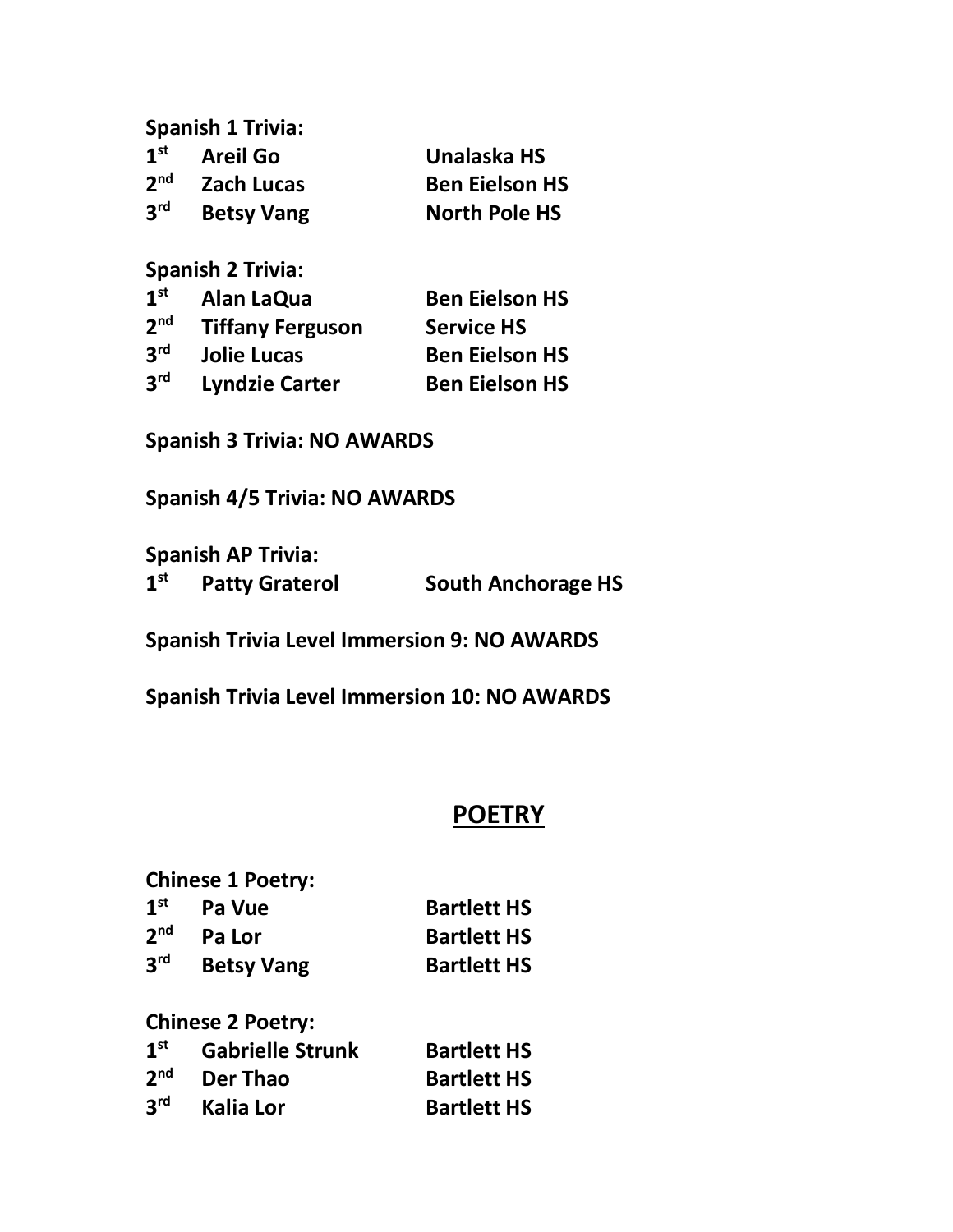**Spanish 1 Trivia:**

| | | |
|---|---|---|
| **1st** | **Areil Go** | **Unalaska HS** |
| **2nd** | **Zach Lucas** | **Ben Eielson HS** |
| **3rd** | **Betsy Vang** | **North Pole HS** |

**Spanish 2 Trivia:**

| | | |
|---|---|---|
| **1st** | **Alan LaQua** | **Ben Eielson HS** |
| **2nd** | **Tiffany Ferguson** | **Service HS** |
| **3rd** | **Jolie Lucas** | **Ben Eielson HS** |
| **3rd** | **Lyndzie Carter** | **Ben Eielson HS** |

**Spanish 3 Trivia: NO AWARDS**

**Spanish 4/5 Trivia: NO AWARDS**

**Spanish AP Trivia:**

| | | |
|---|---|---|
| **1st** | **Patty Graterol** | **South Anchorage HS** |

**Spanish Trivia Level Immersion 9: NO AWARDS**

**Spanish Trivia Level Immersion 10: NO AWARDS**

## POETRY

**Chinese 1 Poetry:**

| | | |
|---|---|---|
| **1st** | **Pa Vue** | **Bartlett HS** |
| **2nd** | **Pa Lor** | **Bartlett HS** |
| **3rd** | **Betsy Vang** | **Bartlett HS** |

**Chinese 2 Poetry:**

| | | |
|---|---|---|
| **1st** | **Gabrielle Strunk** | **Bartlett HS** |
| **2nd** | **Der Thao** | **Bartlett HS** |
| **3rd** | **Kalia Lor** | **Bartlett HS** |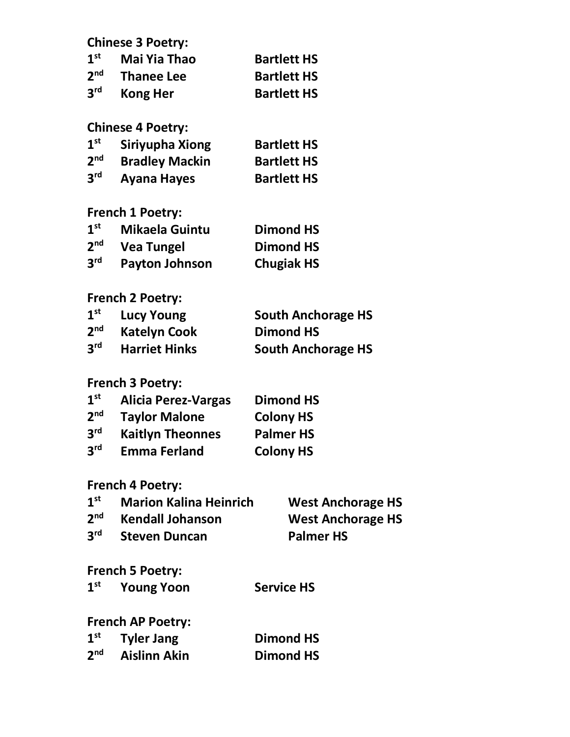**Chinese 3 Poetry:**

| | | |
|---|---|---|
| **1st** | **Mai Yia Thao** | **Bartlett HS** |
| **2nd** | **Thanee Lee** | **Bartlett HS** |
| **3rd** | **Kong Her** | **Bartlett HS** |

**Chinese 4 Poetry:**

| | | |
|---|---|---|
| **1st** | **Siriyupha Xiong** | **Bartlett HS** |
| **2nd** | **Bradley Mackin** | **Bartlett HS** |
| **3rd** | **Ayana Hayes** | **Bartlett HS** |

**French 1 Poetry:**

| | | |
|---|---|---|
| **1st** | **Mikaela Guintu** | **Dimond HS** |
| **2nd** | **Vea Tungel** | **Dimond HS** |
| **3rd** | **Payton Johnson** | **Chugiak HS** |

**French 2 Poetry:**

| | | |
|---|---|---|
| **1st** | **Lucy Young** | **South Anchorage HS** |
| **2nd** | **Katelyn Cook** | **Dimond HS** |
| **3rd** | **Harriet Hinks** | **South Anchorage HS** |

**French 3 Poetry:**

| | | |
|---|---|---|
| **1st** | **Alicia Perez-Vargas** | **Dimond HS** |
| **2nd** | **Taylor Malone** | **Colony HS** |
| **3rd** | **Kaitlyn Theonnes** | **Palmer HS** |
| **3rd** | **Emma Ferland** | **Colony HS** |

**French 4 Poetry:**

| | | |
|---|---|---|
| **1st** | **Marion Kalina Heinrich** | **West Anchorage HS** |
| **2nd** | **Kendall Johanson** | **West Anchorage HS** |
| **3rd** | **Steven Duncan** | **Palmer HS** |

**French 5 Poetry:**

| | | |
|---|---|---|
| **1st** | **Young Yoon** | **Service HS** |

**French AP Poetry:**

| | | |
|---|---|---|
| **1st** | **Tyler Jang** | **Dimond HS** |
| **2nd** | **Aislinn Akin** | **Dimond HS** |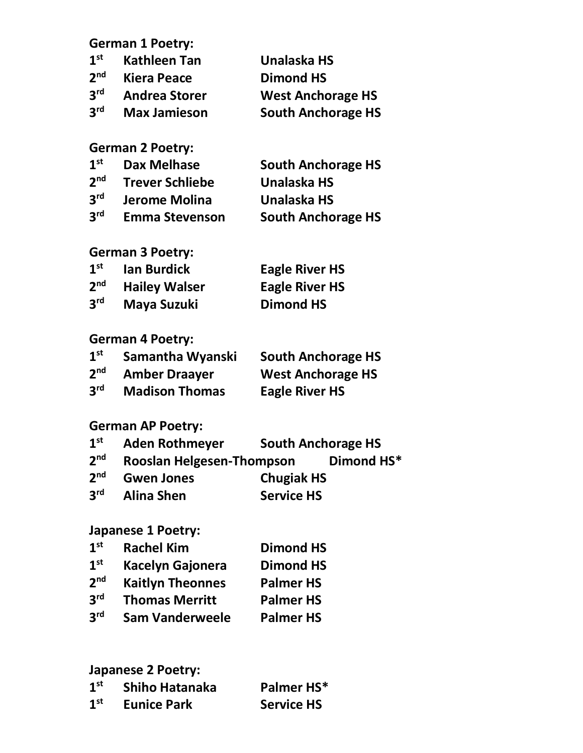**German 1 Poetry:**

| | | |
|---|---|---|
| 1st | Kathleen Tan | Unalaska HS |
| 2nd | Kiera Peace | Dimond HS |
| 3rd | Andrea Storer | West Anchorage HS |
| 3rd | Max Jamieson | South Anchorage HS |

**German 2 Poetry:**

| | | |
|---|---|---|
| 1st | Dax Melhase | South Anchorage HS |
| 2nd | Trever Schliebe | Unalaska HS |
| 3rd | Jerome Molina | Unalaska HS |
| 3rd | Emma Stevenson | South Anchorage HS |

**German 3 Poetry:**

| | | |
|---|---|---|
| 1st | Ian Burdick | Eagle River HS |
| 2nd | Hailey Walser | Eagle River HS |
| 3rd | Maya Suzuki | Dimond HS |

**German 4 Poetry:**

| | | |
|---|---|---|
| 1st | Samantha Wyanski | South Anchorage HS |
| 2nd | Amber Draayer | West Anchorage HS |
| 3rd | Madison Thomas | Eagle River HS |

**German AP Poetry:**

| | | |
|---|---|---|
| 1st | Aden Rothmeyer | South Anchorage HS |
| 2nd | Rooslan Helgesen-Thompson | Dimond HS* |
| 2nd | Gwen Jones | Chugiak HS |
| 3rd | Alina Shen | Service HS |

**Japanese 1 Poetry:**

| | | |
|---|---|---|
| 1st | Rachel Kim | Dimond HS |
| 1st | Kacelyn Gajonera | Dimond HS |
| 2nd | Kaitlyn Theonnes | Palmer HS |
| 3rd | Thomas Merritt | Palmer HS |
| 3rd | Sam Vanderweele | Palmer HS |

**Japanese 2 Poetry:**

| | | |
|---|---|---|
| 1st | Shiho Hatanaka | Palmer HS* |
| 1st | Eunice Park | Service HS |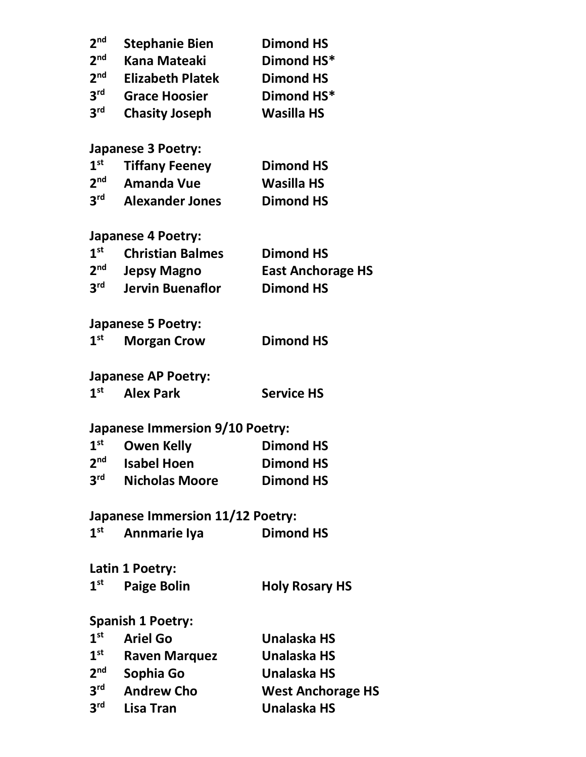| | | |
|---|---|---|
| 2nd | Stephanie Bien | Dimond HS |
| 2nd | Kana Mateaki | Dimond HS* |
| 2nd | Elizabeth Platek | Dimond HS |
| 3rd | Grace Hoosier | Dimond HS* |
| 3rd | Chasity Joseph | Wasilla HS |

**Japanese 3 Poetry:**

| | | |
|---|---|---|
| 1st | Tiffany Feeney | Dimond HS |
| 2nd | Amanda Vue | Wasilla HS |
| 3rd | Alexander Jones | Dimond HS |

**Japanese 4 Poetry:**

| | | |
|---|---|---|
| 1st | Christian Balmes | Dimond HS |
| 2nd | Jepsy Magno | East Anchorage HS |
| 3rd | Jervin Buenaflor | Dimond HS |

**Japanese 5 Poetry:**

| | | |
|---|---|---|
| 1st | Morgan Crow | Dimond HS |

**Japanese AP Poetry:**

| | | |
|---|---|---|
| 1st | Alex Park | Service HS |

**Japanese Immersion 9/10 Poetry:**

| | | |
|---|---|---|
| 1st | Owen Kelly | Dimond HS |
| 2nd | Isabel Hoen | Dimond HS |
| 3rd | Nicholas Moore | Dimond HS |

**Japanese Immersion 11/12 Poetry:**

| | | |
|---|---|---|
| 1st | Annmarie Iya | Dimond HS |

**Latin 1 Poetry:**

| | | |
|---|---|---|
| 1st | Paige Bolin | Holy Rosary HS |

**Spanish 1 Poetry:**

| | | |
|---|---|---|
| 1st | Ariel Go | Unalaska HS |
| 1st | Raven Marquez | Unalaska HS |
| 2nd | Sophia Go | Unalaska HS |
| 3rd | Andrew Cho | West Anchorage HS |
| 3rd | Lisa Tran | Unalaska HS |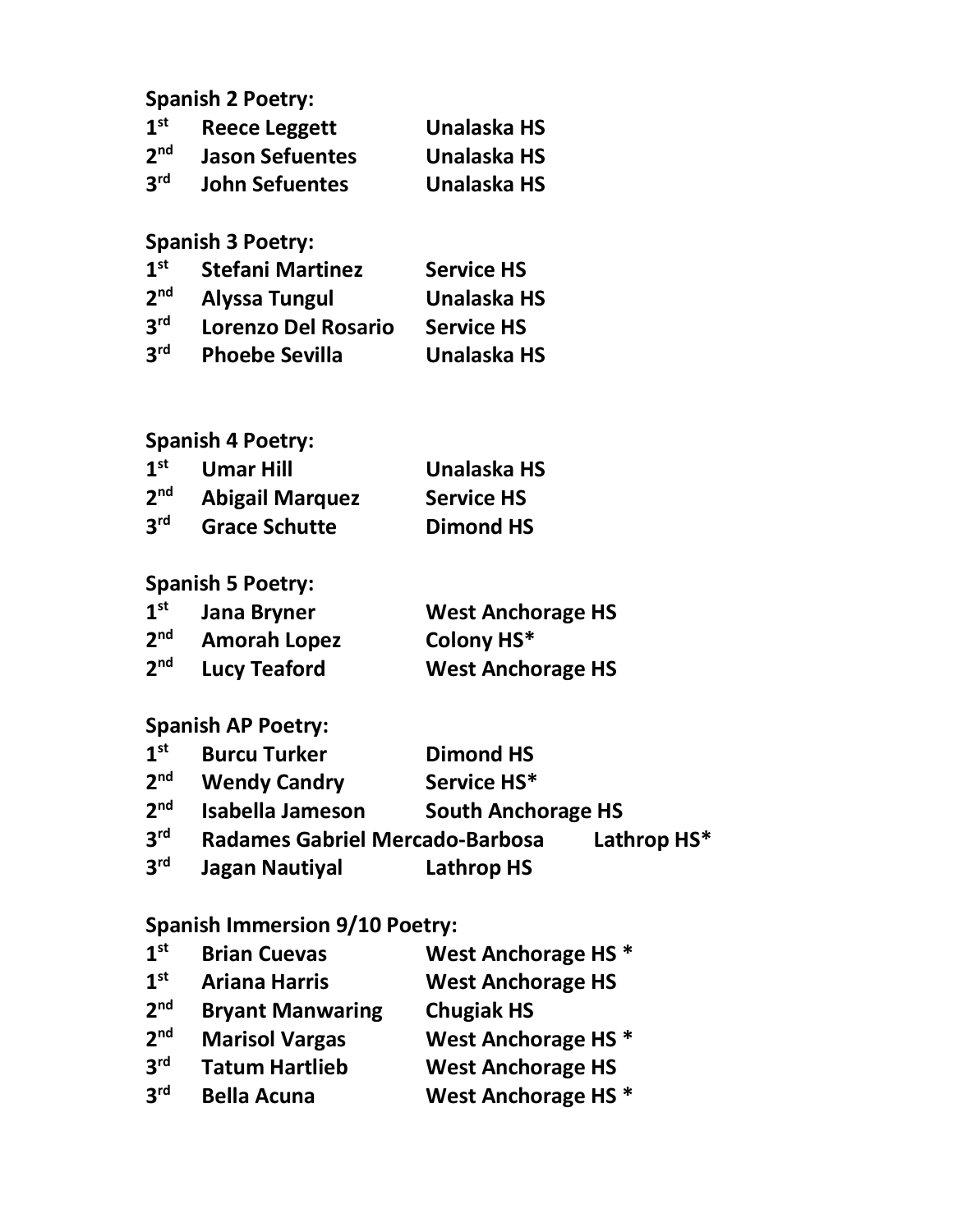**Spanish 2 Poetry:**

| | | |
|---|---|---|
| **1st** | **Reece Leggett** | **Unalaska HS** |
| **2nd** | **Jason Sefuentes** | **Unalaska HS** |
| **3rd** | **John Sefuentes** | **Unalaska HS** |

**Spanish 3 Poetry:**

| | | |
|---|---|---|
| **1st** | **Stefani Martinez** | **Service HS** |
| **2nd** | **Alyssa Tungul** | **Unalaska HS** |
| **3rd** | **Lorenzo Del Rosario** | **Service HS** |
| **3rd** | **Phoebe Sevilla** | **Unalaska HS** |

**Spanish 4 Poetry:**

| | | |
|---|---|---|
| **1st** | **Umar Hill** | **Unalaska HS** |
| **2nd** | **Abigail Marquez** | **Service HS** |
| **3rd** | **Grace Schutte** | **Dimond HS** |

**Spanish 5 Poetry:**

| | | |
|---|---|---|
| **1st** | **Jana Bryner** | **West Anchorage HS** |
| **2nd** | **Amorah Lopez** | **Colony HS*** |
| **2nd** | **Lucy Teaford** | **West Anchorage HS** |

**Spanish AP Poetry:**

| | | |
|---|---|---|
| **1st** | **Burcu Turker** | **Dimond HS** |
| **2nd** | **Wendy Candry** | **Service HS*** |
| **2nd** | **Isabella Jameson** | **South Anchorage HS** |
| **3rd** | **Radames Gabriel Mercado-Barbosa** | **Lathrop HS*** |
| **3rd** | **Jagan Nautiyal** | **Lathrop HS** |

**Spanish Immersion 9/10 Poetry:**

| | | |
|---|---|---|
| **1st** | **Brian Cuevas** | **West Anchorage HS *** |
| **1st** | **Ariana Harris** | **West Anchorage HS** |
| **2nd** | **Bryant Manwaring** | **Chugiak HS** |
| **2nd** | **Marisol Vargas** | **West Anchorage HS *** |
| **3rd** | **Tatum Hartlieb** | **West Anchorage HS** |
| **3rd** | **Bella Acuna** | **West Anchorage HS *** |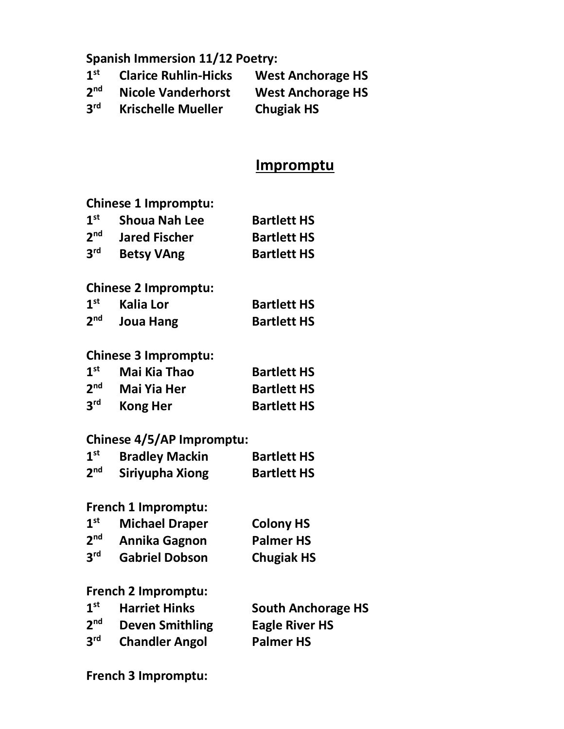**Spanish Immersion 11/12 Poetry:**

| | | |
|---|---|---|
| **1st** | **Clarice Ruhlin-Hicks** | **West Anchorage HS** |
| **2nd** | **Nicole Vanderhorst** | **West Anchorage HS** |
| **3rd** | **Krischelle Mueller** | **Chugiak HS** |

## Impromptu

**Chinese 1 Impromptu:**

| | | |
|---|---|---|
| **1st** | **Shoua Nah Lee** | **Bartlett HS** |
| **2nd** | **Jared Fischer** | **Bartlett HS** |
| **3rd** | **Betsy VAng** | **Bartlett HS** |

**Chinese 2 Impromptu:**

| | | |
|---|---|---|
| **1st** | **Kalia Lor** | **Bartlett HS** |
| **2nd** | **Joua Hang** | **Bartlett HS** |

**Chinese 3 Impromptu:**

| | | |
|---|---|---|
| **1st** | **Mai Kia Thao** | **Bartlett HS** |
| **2nd** | **Mai Yia Her** | **Bartlett HS** |
| **3rd** | **Kong Her** | **Bartlett HS** |

**Chinese 4/5/AP Impromptu:**

| | | |
|---|---|---|
| **1st** | **Bradley Mackin** | **Bartlett HS** |
| **2nd** | **Siriyupha Xiong** | **Bartlett HS** |

**French 1 Impromptu:**

| | | |
|---|---|---|
| **1st** | **Michael Draper** | **Colony HS** |
| **2nd** | **Annika Gagnon** | **Palmer HS** |
| **3rd** | **Gabriel Dobson** | **Chugiak HS** |

**French 2 Impromptu:**

| | | |
|---|---|---|
| **1st** | **Harriet Hinks** | **South Anchorage HS** |
| **2nd** | **Deven Smithling** | **Eagle River HS** |
| **3rd** | **Chandler Angol** | **Palmer HS** |

**French 3 Impromptu:**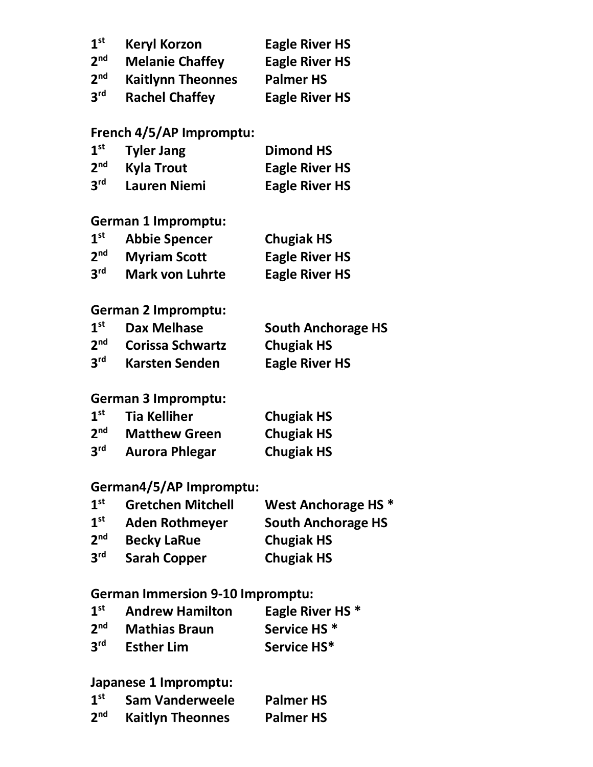| | | |
|---|---|---|
| 1st | **Keryl Korzon** | **Eagle River HS** |
| 2nd | **Melanie Chaffey** | **Eagle River HS** |
| 2nd | **Kaitlynn Theonnes** | **Palmer HS** |
| 3rd | **Rachel Chaffey** | **Eagle River HS** |

**French 4/5/AP Impromptu:**

| | | |
|---|---|---|
| 1st | **Tyler Jang** | **Dimond HS** |
| 2nd | **Kyla Trout** | **Eagle River HS** |
| 3rd | **Lauren Niemi** | **Eagle River HS** |

**German 1 Impromptu:**

| | | |
|---|---|---|
| 1st | **Abbie Spencer** | **Chugiak HS** |
| 2nd | **Myriam Scott** | **Eagle River HS** |
| 3rd | **Mark von Luhrte** | **Eagle River HS** |

**German 2 Impromptu:**

| | | |
|---|---|---|
| 1st | **Dax Melhase** | **South Anchorage HS** |
| 2nd | **Corissa Schwartz** | **Chugiak HS** |
| 3rd | **Karsten Senden** | **Eagle River HS** |

**German 3 Impromptu:**

| | | |
|---|---|---|
| 1st | **Tia Kelliher** | **Chugiak HS** |
| 2nd | **Matthew Green** | **Chugiak HS** |
| 3rd | **Aurora Phlegar** | **Chugiak HS** |

**German4/5/AP Impromptu:**

| | | |
|---|---|---|
| 1st | **Gretchen Mitchell** | **West Anchorage HS *** |
| 1st | **Aden Rothmeyer** | **South Anchorage HS** |
| 2nd | **Becky LaRue** | **Chugiak HS** |
| 3rd | **Sarah Copper** | **Chugiak HS** |

**German Immersion 9-10 Impromptu:**

| | | |
|---|---|---|
| 1st | **Andrew Hamilton** | **Eagle River HS *** |
| 2nd | **Mathias Braun** | **Service HS *** |
| 3rd | **Esther Lim** | **Service HS*** |

**Japanese 1 Impromptu:**

| | | |
|---|---|---|
| 1st | **Sam Vanderweele** | **Palmer HS** |
| 2nd | **Kaitlyn Theonnes** | **Palmer HS** |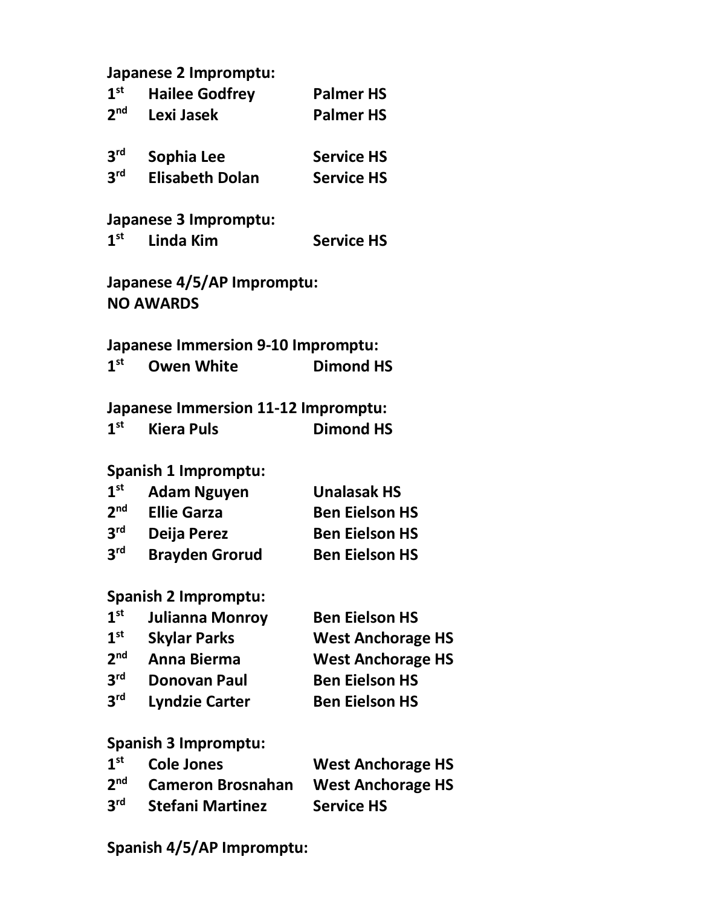**Japanese 2 Impromptu:**

| | | |
|---|---|---|
| 1st | Hailee Godfrey | Palmer HS |
| 2nd | Lexi Jasek | Palmer HS |
| 3rd | Sophia Lee | Service HS |
| 3rd | Elisabeth Dolan | Service HS |

**Japanese 3 Impromptu:**

| | | |
|---|---|---|
| 1st | Linda Kim | Service HS |

**Japanese 4/5/AP Impromptu:**
**NO AWARDS**

**Japanese Immersion 9-10 Impromptu:**

| | | |
|---|---|---|
| 1st | Owen White | Dimond HS |

**Japanese Immersion 11-12 Impromptu:**

| | | |
|---|---|---|
| 1st | Kiera Puls | Dimond HS |

**Spanish 1 Impromptu:**

| | | |
|---|---|---|
| 1st | Adam Nguyen | Unalasak HS |
| 2nd | Ellie Garza | Ben Eielson HS |
| 3rd | Deija Perez | Ben Eielson HS |
| 3rd | Brayden Grorud | Ben Eielson HS |

**Spanish 2 Impromptu:**

| | | |
|---|---|---|
| 1st | Julianna Monroy | Ben Eielson HS |
| 1st | Skylar Parks | West Anchorage HS |
| 2nd | Anna Bierma | West Anchorage HS |
| 3rd | Donovan Paul | Ben Eielson HS |
| 3rd | Lyndzie Carter | Ben Eielson HS |

**Spanish 3 Impromptu:**

| | | |
|---|---|---|
| 1st | Cole Jones | West Anchorage HS |
| 2nd | Cameron Brosnahan | West Anchorage HS |
| 3rd | Stefani Martinez | Service HS |

**Spanish 4/5/AP Impromptu:**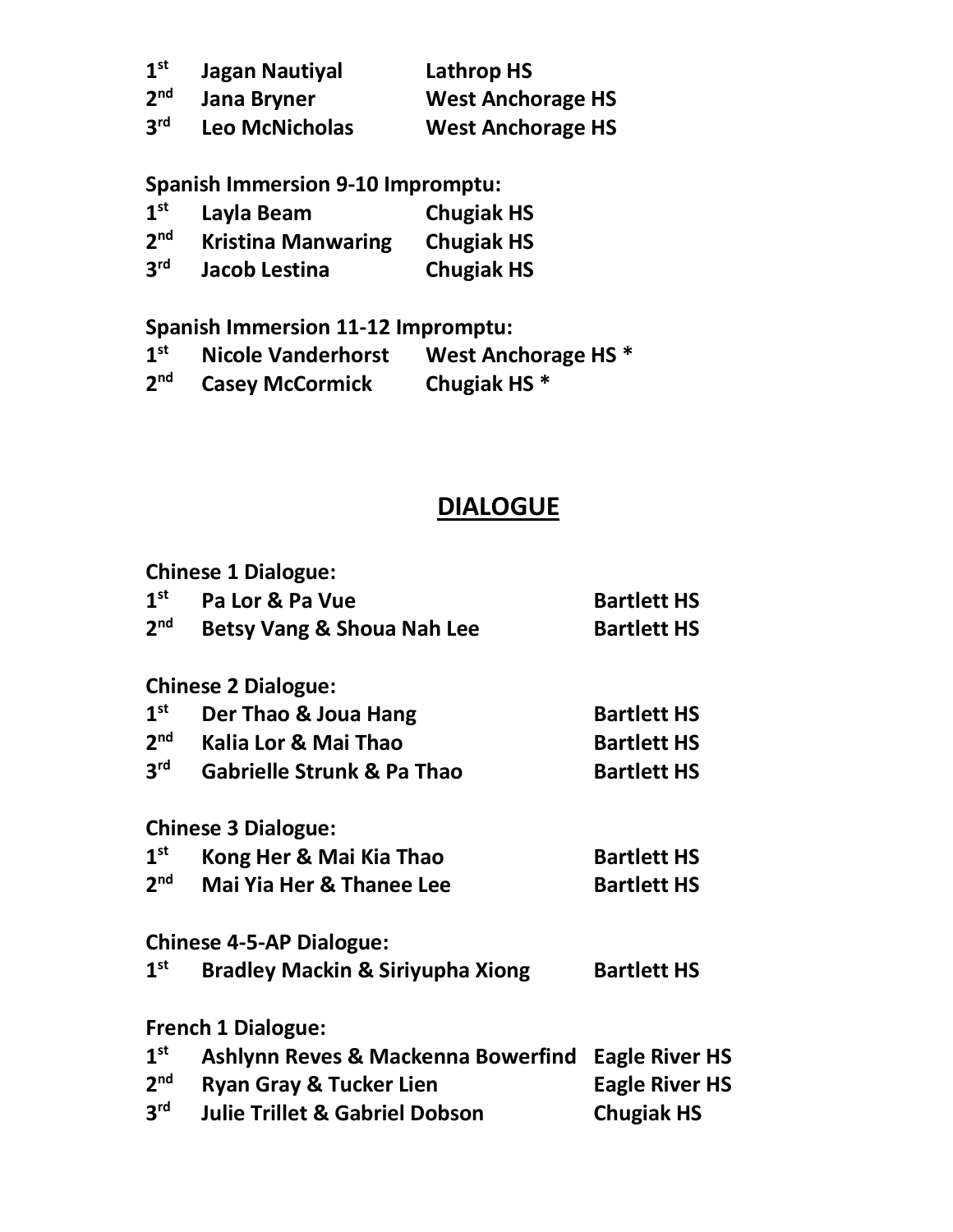| | | |
|---|---|---|
| **1st** | **Jagan Nautiyal** | **Lathrop HS** |
| **2nd** | **Jana Bryner** | **West Anchorage HS** |
| **3rd** | **Leo McNicholas** | **West Anchorage HS** |

**Spanish Immersion 9-10 Impromptu:**

| | | |
|---|---|---|
| **1st** | **Layla Beam** | **Chugiak HS** |
| **2nd** | **Kristina Manwaring** | **Chugiak HS** |
| **3rd** | **Jacob Lestina** | **Chugiak HS** |

**Spanish Immersion 11-12 Impromptu:**

| | | |
|---|---|---|
| **1st** | **Nicole Vanderhorst** | **West Anchorage HS *** |
| **2nd** | **Casey McCormick** | **Chugiak HS *** |

## DIALOGUE

**Chinese 1 Dialogue:**

| | | |
|---|---|---|
| **1st** | **Pa Lor & Pa Vue** | **Bartlett HS** |
| **2nd** | **Betsy Vang & Shoua Nah Lee** | **Bartlett HS** |

**Chinese 2 Dialogue:**

| | | |
|---|---|---|
| **1st** | **Der Thao & Joua Hang** | **Bartlett HS** |
| **2nd** | **Kalia Lor & Mai Thao** | **Bartlett HS** |
| **3rd** | **Gabrielle Strunk & Pa Thao** | **Bartlett HS** |

**Chinese 3 Dialogue:**

| | | |
|---|---|---|
| **1st** | **Kong Her & Mai Kia Thao** | **Bartlett HS** |
| **2nd** | **Mai Yia Her & Thanee Lee** | **Bartlett HS** |

**Chinese 4-5-AP Dialogue:**

| | | |
|---|---|---|
| **1st** | **Bradley Mackin & Siriyupha Xiong** | **Bartlett HS** |

**French 1 Dialogue:**

| | | |
|---|---|---|
| **1st** | **Ashlynn Reves & Mackenna Bowerfind** | **Eagle River HS** |
| **2nd** | **Ryan Gray & Tucker Lien** | **Eagle River HS** |
| **3rd** | **Julie Trillet & Gabriel Dobson** | **Chugiak HS** |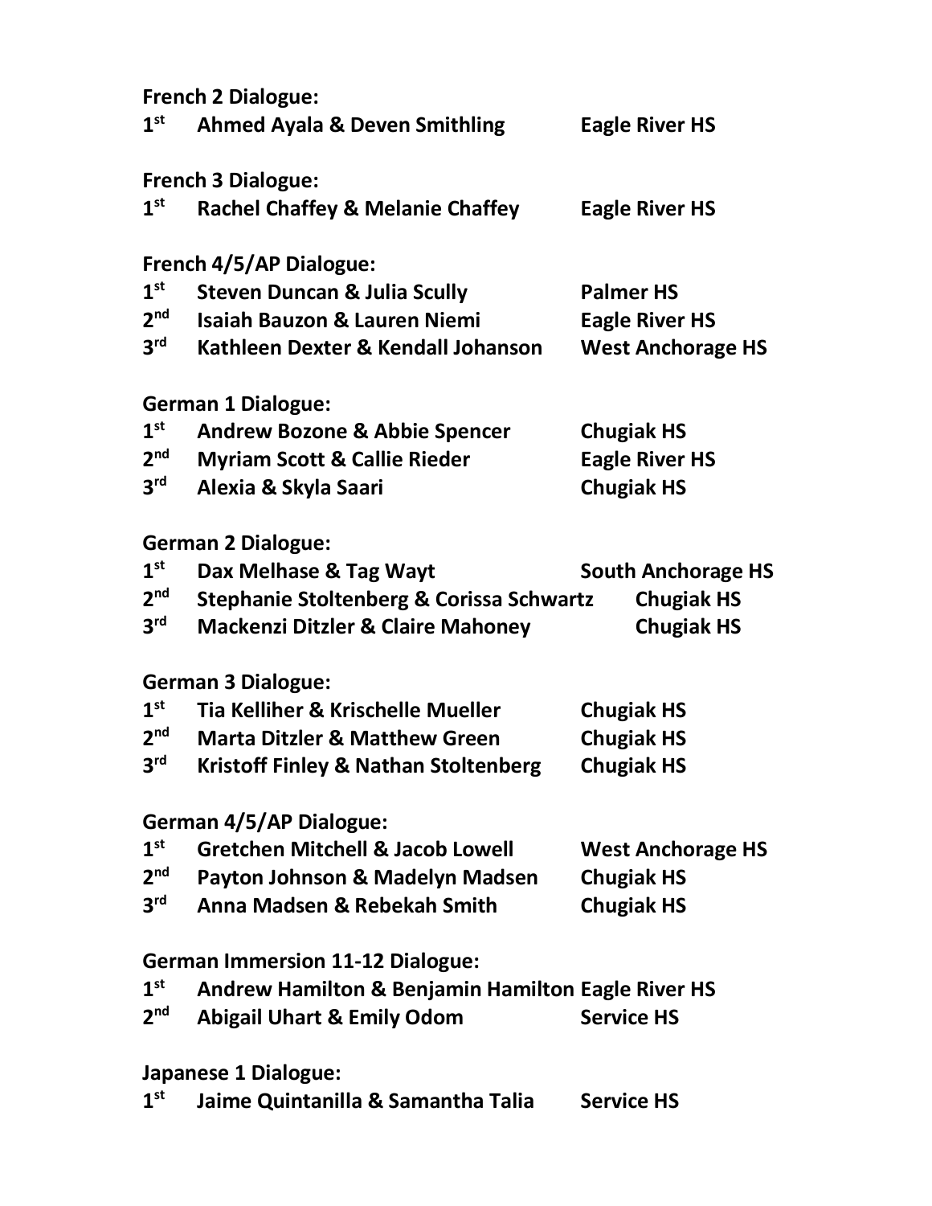**French 2 Dialogue:**

**1st Ahmed Ayala & Deven Smithling Eagle River HS**

**French 3 Dialogue:**

**1st Rachel Chaffey & Melanie Chaffey Eagle River HS**

**French 4/5/AP Dialogue:**

**1st Steven Duncan & Julia Scully Palmer HS**
**2nd Isaiah Bauzon & Lauren Niemi Eagle River HS**
**3rd Kathleen Dexter & Kendall Johanson West Anchorage HS**

**German 1 Dialogue:**

**1st Andrew Bozone & Abbie Spencer Chugiak HS**
**2nd Myriam Scott & Callie Rieder Eagle River HS**
**3rd Alexia & Skyla Saari Chugiak HS**

**German 2 Dialogue:**

**1st Dax Melhase & Tag Wayt South Anchorage HS**
**2nd Stephanie Stoltenberg & Corissa Schwartz Chugiak HS**
**3rd Mackenzi Ditzler & Claire Mahoney Chugiak HS**

**German 3 Dialogue:**

**1st Tia Kelliher & Krischelle Mueller Chugiak HS**
**2nd Marta Ditzler & Matthew Green Chugiak HS**
**3rd Kristoff Finley & Nathan Stoltenberg Chugiak HS**

**German 4/5/AP Dialogue:**

**1st Gretchen Mitchell & Jacob Lowell West Anchorage HS**
**2nd Payton Johnson & Madelyn Madsen Chugiak HS**
**3rd Anna Madsen & Rebekah Smith Chugiak HS**

**German Immersion 11-12 Dialogue:**

**1st Andrew Hamilton & Benjamin Hamilton Eagle River HS**
**2nd Abigail Uhart & Emily Odom Service HS**

**Japanese 1 Dialogue:**

**1st Jaime Quintanilla & Samantha Talia Service HS**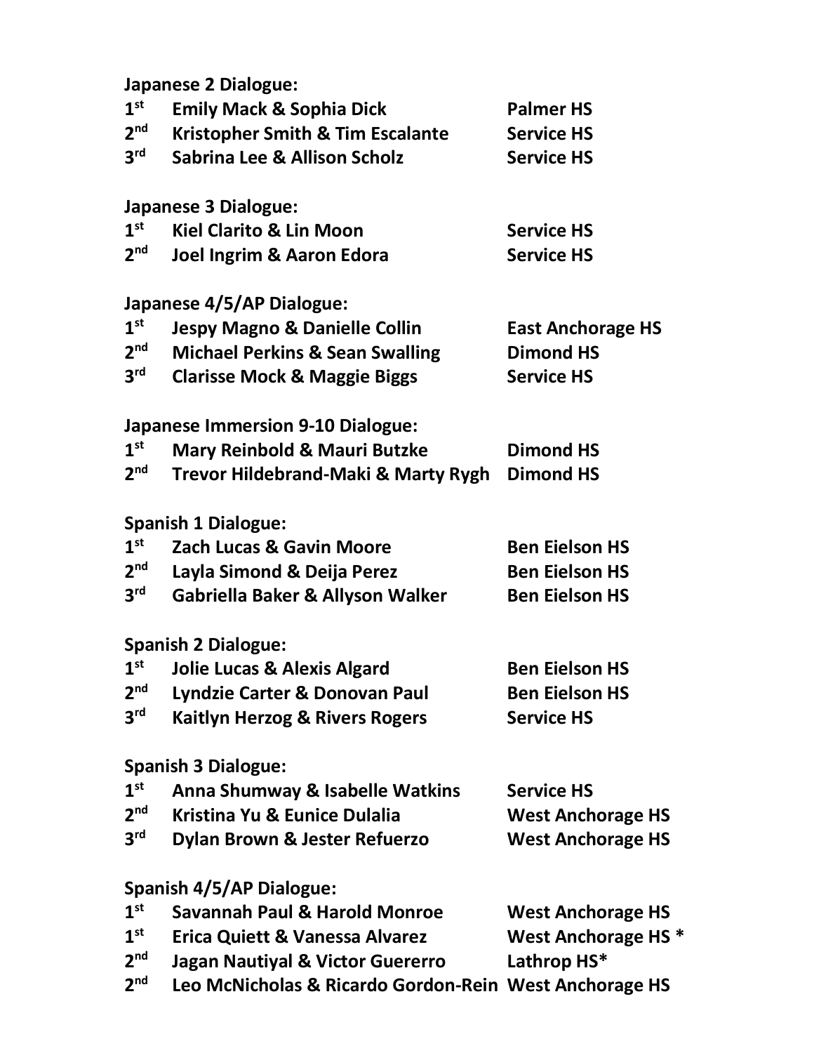**Japanese 2 Dialogue:**

| | | |
|---|---|---|
| 1st | Emily Mack & Sophia Dick | Palmer HS |
| 2nd | Kristopher Smith & Tim Escalante | Service HS |
| 3rd | Sabrina Lee & Allison Scholz | Service HS |

**Japanese 3 Dialogue:**

| | | |
|---|---|---|
| 1st | Kiel Clarito & Lin Moon | Service HS |
| 2nd | Joel Ingrim & Aaron Edora | Service HS |

**Japanese 4/5/AP Dialogue:**

| | | |
|---|---|---|
| 1st | Jespy Magno & Danielle Collin | East Anchorage HS |
| 2nd | Michael Perkins & Sean Swalling | Dimond HS |
| 3rd | Clarisse Mock & Maggie Biggs | Service HS |

**Japanese Immersion 9-10 Dialogue:**

| | | |
|---|---|---|
| 1st | Mary Reinbold & Mauri Butzke | Dimond HS |
| 2nd | Trevor Hildebrand-Maki & Marty Rygh | Dimond HS |

**Spanish 1 Dialogue:**

| | | |
|---|---|---|
| 1st | Zach Lucas & Gavin Moore | Ben Eielson HS |
| 2nd | Layla Simond & Deija Perez | Ben Eielson HS |
| 3rd | Gabriella Baker & Allyson Walker | Ben Eielson HS |

**Spanish 2 Dialogue:**

| | | |
|---|---|---|
| 1st | Jolie Lucas & Alexis Algard | Ben Eielson HS |
| 2nd | Lyndzie Carter & Donovan Paul | Ben Eielson HS |
| 3rd | Kaitlyn Herzog & Rivers Rogers | Service HS |

**Spanish 3 Dialogue:**

| | | |
|---|---|---|
| 1st | Anna Shumway & Isabelle Watkins | Service HS |
| 2nd | Kristina Yu & Eunice Dulalia | West Anchorage HS |
| 3rd | Dylan Brown & Jester Refuerzo | West Anchorage HS |

**Spanish 4/5/AP Dialogue:**

| | | |
|---|---|---|
| 1st | Savannah Paul & Harold Monroe | West Anchorage HS |
| 1st | Erica Quiett & Vanessa Alvarez | West Anchorage HS * |
| 2nd | Jagan Nautiyal & Victor Guererro | Lathrop HS* |
| 2nd | Leo McNicholas & Ricardo Gordon-Rein | West Anchorage HS |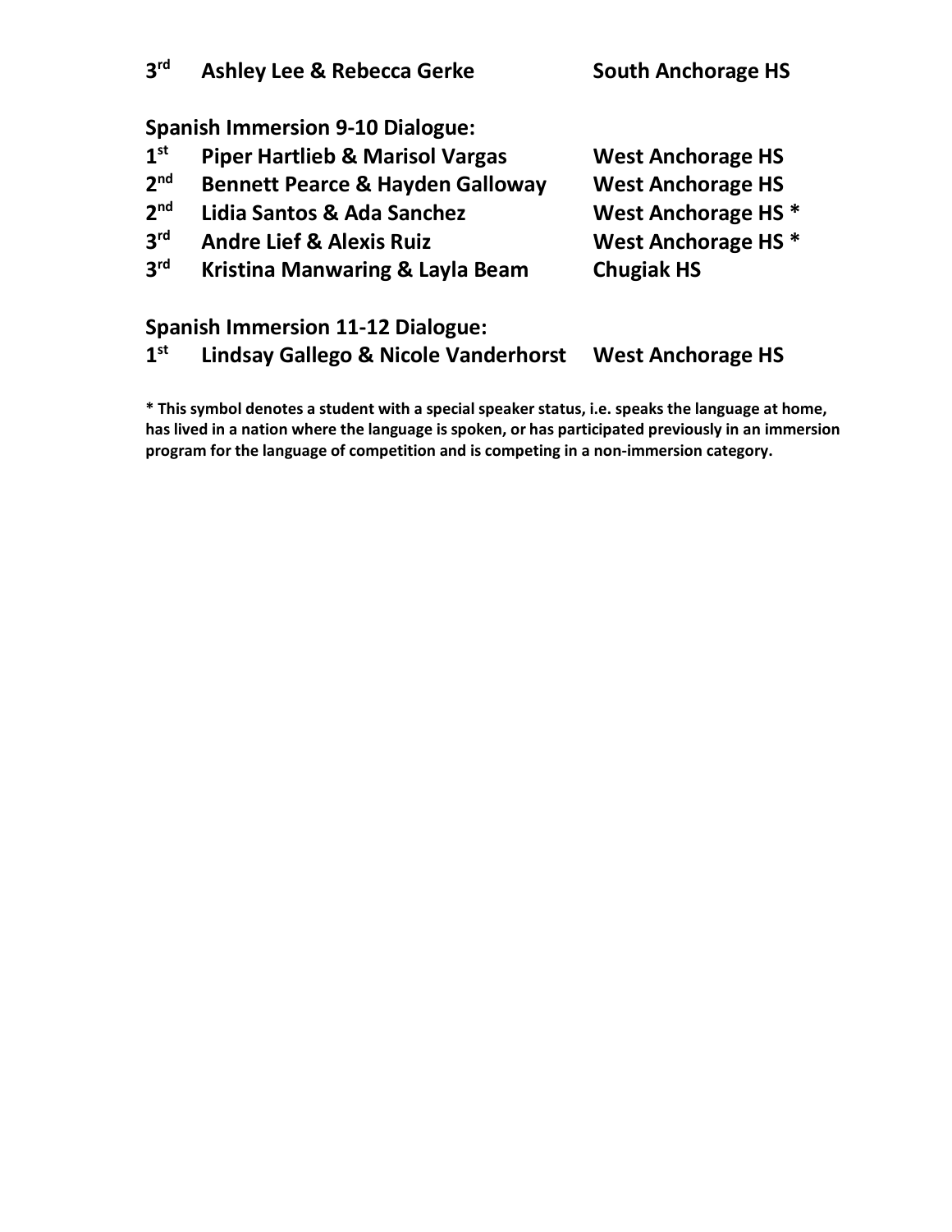**3rd** **Ashley Lee & Rebecca Gerke** **South Anchorage HS**

**Spanish Immersion 9-10 Dialogue:**

| | | |
|---|---|---|
| **1st** | **Piper Hartlieb & Marisol Vargas** | **West Anchorage HS** |
| **2nd** | **Bennett Pearce & Hayden Galloway** | **West Anchorage HS** |
| **2nd** | **Lidia Santos & Ada Sanchez** | **West Anchorage HS *** |
| **3rd** | **Andre Lief & Alexis Ruiz** | **West Anchorage HS *** |
| **3rd** | **Kristina Manwaring & Layla Beam** | **Chugiak HS** |

**Spanish Immersion 11-12 Dialogue:**

| | | |
|---|---|---|
| **1st** | **Lindsay Gallego & Nicole Vanderhorst** | **West Anchorage HS** |

*** This symbol denotes a student with a special speaker status, i.e. speaks the language at home, has lived in a nation where the language is spoken, or has participated previously in an immersion program for the language of competition and is competing in a non-immersion category.**